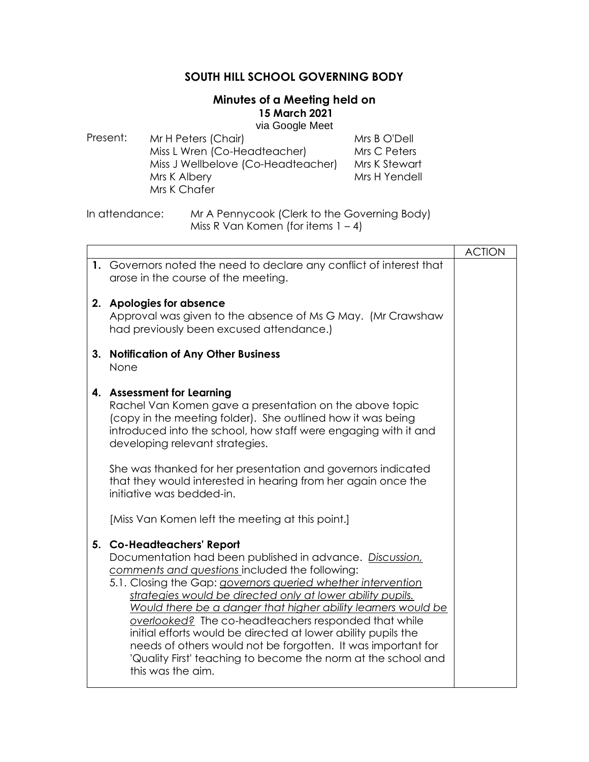# SOUTH HILL SCHOOL GOVERNING BODY

## Minutes of a Meeting held on

**15 March 2021**

via Google Meet

Present:

- Mr H Peters (Chair)
- Miss L Wren (Co-Headteacher)
- Miss J Wellbelove (Co-Headteacher)
- Mrs K Albery
- Mrs K Chafer
- Mrs B O'Dell
- Mrs C Peters
- Mrs K Stewart
- Mrs H Yendell

In attendance:

- Mr A Pennycook (Clerk to the Governing Body)
- Miss R Van Komen (for items 1 – 4)

| | ACTION |
|---|---|
| **1.** Governors noted the need to declare any conflict of interest that arose in the course of the meeting.<br><br>**2. Apologies for absence**<br>Approval was given to the absence of Ms G May. (Mr Crawshaw had previously been excused attendance.)<br><br>**3. Notification of Any Other Business**<br>None<br><br>**4. Assessment for Learning**<br>Rachel Van Komen gave a presentation on the above topic (copy in the meeting folder). She outlined how it was being introduced into the school, how staff were engaging with it and developing relevant strategies.<br><br>She was thanked for her presentation and governors indicated that they would interested in hearing from her again once the initiative was bedded-in.<br><br>[Miss Van Komen left the meeting at this point.]<br><br>**5. Co-Headteachers' Report**<br>Documentation had been published in advance. <u>*Discussion, comments and questions*</u> included the following:<br>5.1. Closing the Gap: <u>*governors queried whether intervention strategies would be directed only at lower ability pupils. Would there be a danger that higher ability learners would be overlooked?*</u> The co-headteachers responded that while initial efforts would be directed at lower ability pupils the needs of others would not be forgotten. It was important for 'Quality First' teaching to become the norm at the school and this was the aim. | |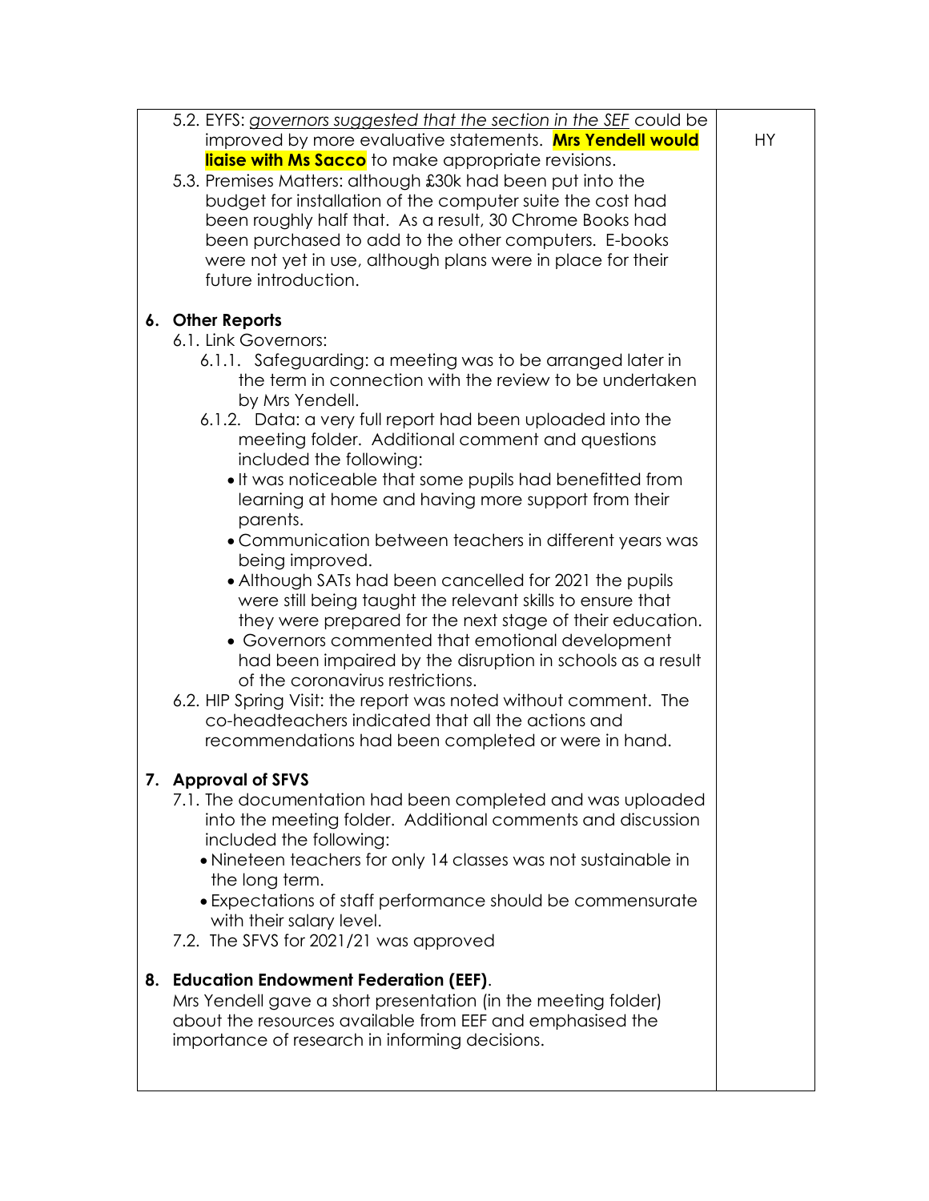| | |
|---|---|
| 5.2. EYFS: *governors suggested that the section in the SEF* could be improved by more evaluative statements. **Mrs Yendell would liaise with Ms Sacco** to make appropriate revisions.<br>5.3. Premises Matters: although £30k had been put into the budget for installation of the computer suite the cost had been roughly half that. As a result, 30 Chrome Books had been purchased to add to the other computers. E-books were not yet in use, although plans were in place for their future introduction.<br><br>**6. Other Reports**<br>6.1. Link Governors:<br>6.1.1. Safeguarding: a meeting was to be arranged later in the term in connection with the review to be undertaken by Mrs Yendell.<br>6.1.2. Data: a very full report had been uploaded into the meeting folder. Additional comment and questions included the following:<br>• It was noticeable that some pupils had benefitted from learning at home and having more support from their parents.<br>• Communication between teachers in different years was being improved.<br>• Although SATs had been cancelled for 2021 the pupils were still being taught the relevant skills to ensure that they were prepared for the next stage of their education.<br>• Governors commented that emotional development had been impaired by the disruption in schools as a result of the coronavirus restrictions.<br>6.2. HIP Spring Visit: the report was noted without comment. The co-headteachers indicated that all the actions and recommendations had been completed or were in hand.<br><br>**7. Approval of SFVS**<br>7.1. The documentation had been completed and was uploaded into the meeting folder. Additional comments and discussion included the following:<br>• Nineteen teachers for only 14 classes was not sustainable in the long term.<br>• Expectations of staff performance should be commensurate with their salary level.<br>7.2. The SFVS for 2021/21 was approved<br><br>**8. Education Endowment Federation (EEF)**.<br>Mrs Yendell gave a short presentation (in the meeting folder) about the resources available from EEF and emphasised the importance of research in informing decisions. | HY |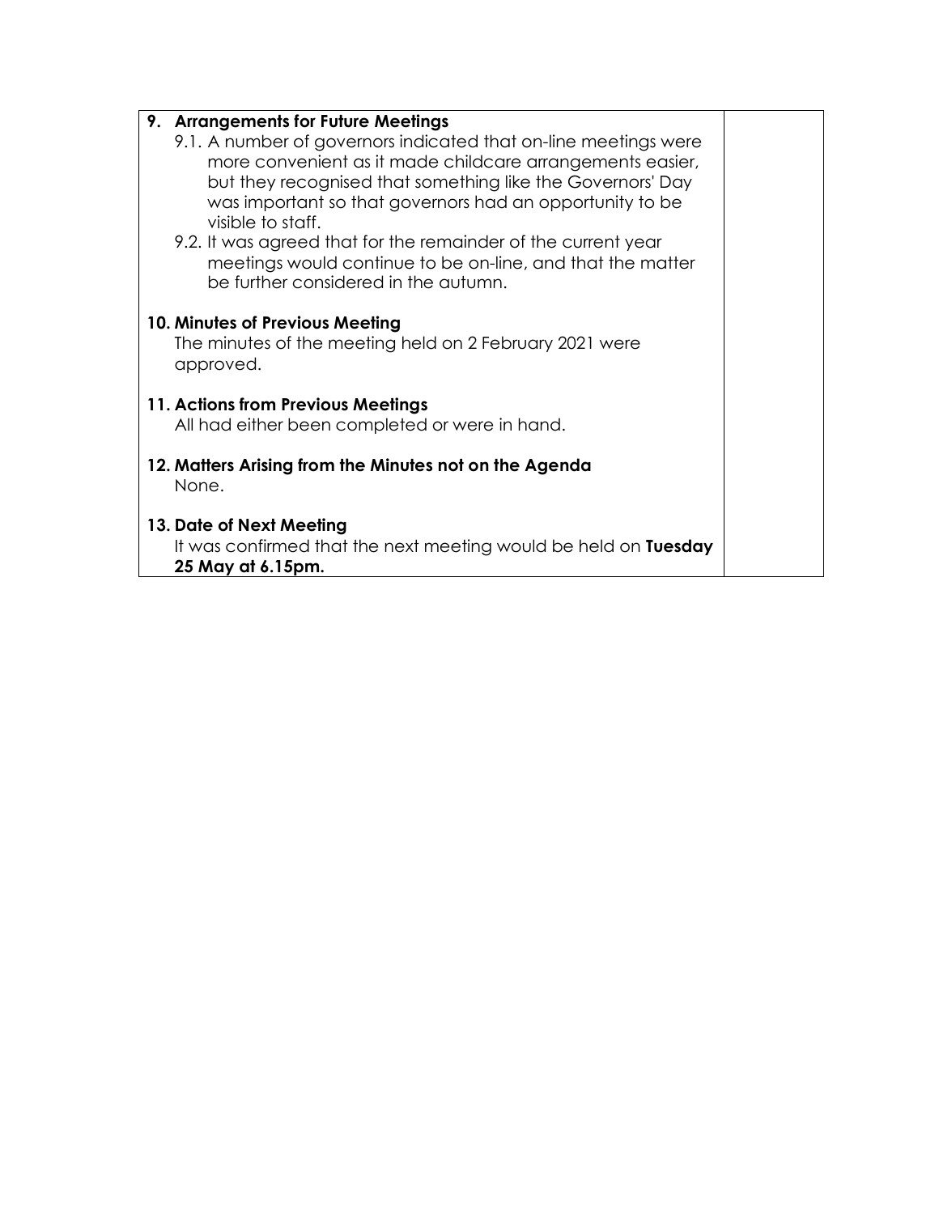| | |
|---|---|
| **9. Arrangements for Future Meetings**<br>9.1. A number of governors indicated that on-line meetings were more convenient as it made childcare arrangements easier, but they recognised that something like the Governors' Day was important so that governors had an opportunity to be visible to staff.<br>9.2. It was agreed that for the remainder of the current year meetings would continue to be on-line, and that the matter be further considered in the autumn.<br><br>**10. Minutes of Previous Meeting**<br>The minutes of the meeting held on 2 February 2021 were approved.<br><br>**11. Actions from Previous Meetings**<br>All had either been completed or were in hand.<br><br>**12. Matters Arising from the Minutes not on the Agenda**<br>None.<br><br>**13. Date of Next Meeting**<br>It was confirmed that the next meeting would be held on **Tuesday 25 May at 6.15pm.** | |